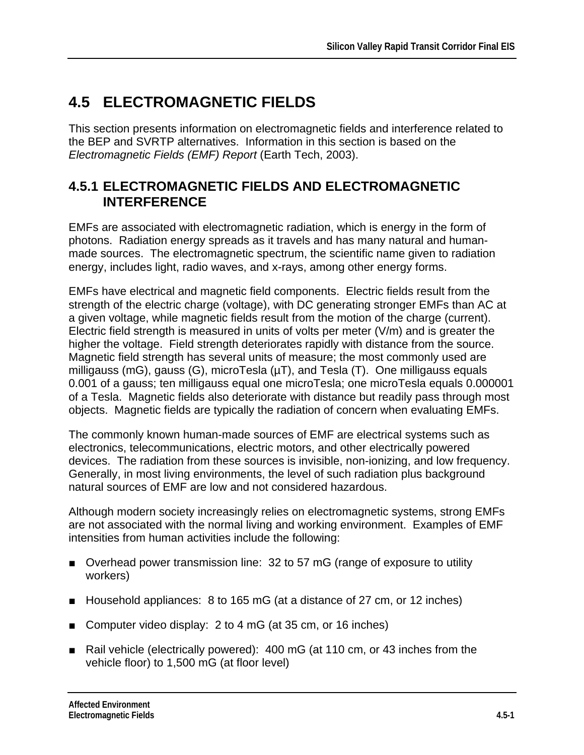# 4.5 ELECTROMAGNETIC FIELDS

This section presents information on electromagnetic fields and interference related to the BEP and SVRTP alternatives. Information in this section is based on the *Electromagnetic Fields (EMF) Report* (Earth Tech, 2003).

## 4.5.1 ELECTROMAGNETIC FIELDS AND ELECTROMAGNETIC INTERFERENCE

EMFs are associated with electromagnetic radiation, which is energy in the form of photons. Radiation energy spreads as it travels and has many natural and human-made sources. The electromagnetic spectrum, the scientific name given to radiation energy, includes light, radio waves, and x-rays, among other energy forms.

EMFs have electrical and magnetic field components. Electric fields result from the strength of the electric charge (voltage), with DC generating stronger EMFs than AC at a given voltage, while magnetic fields result from the motion of the charge (current). Electric field strength is measured in units of volts per meter (V/m) and is greater the higher the voltage. Field strength deteriorates rapidly with distance from the source. Magnetic field strength has several units of measure; the most commonly used are milligauss (mG), gauss (G), microTesla (µT), and Tesla (T). One milligauss equals 0.001 of a gauss; ten milligauss equal one microTesla; one microTesla equals 0.000001 of a Tesla. Magnetic fields also deteriorate with distance but readily pass through most objects. Magnetic fields are typically the radiation of concern when evaluating EMFs.

The commonly known human-made sources of EMF are electrical systems such as electronics, telecommunications, electric motors, and other electrically powered devices. The radiation from these sources is invisible, non-ionizing, and low frequency. Generally, in most living environments, the level of such radiation plus background natural sources of EMF are low and not considered hazardous.

Although modern society increasingly relies on electromagnetic systems, strong EMFs are not associated with the normal living and working environment. Examples of EMF intensities from human activities include the following:

- Overhead power transmission line: 32 to 57 mG (range of exposure to utility workers)
- Household appliances: 8 to 165 mG (at a distance of 27 cm, or 12 inches)
- Computer video display: 2 to 4 mG (at 35 cm, or 16 inches)
- Rail vehicle (electrically powered): 400 mG (at 110 cm, or 43 inches from the vehicle floor) to 1,500 mG (at floor level)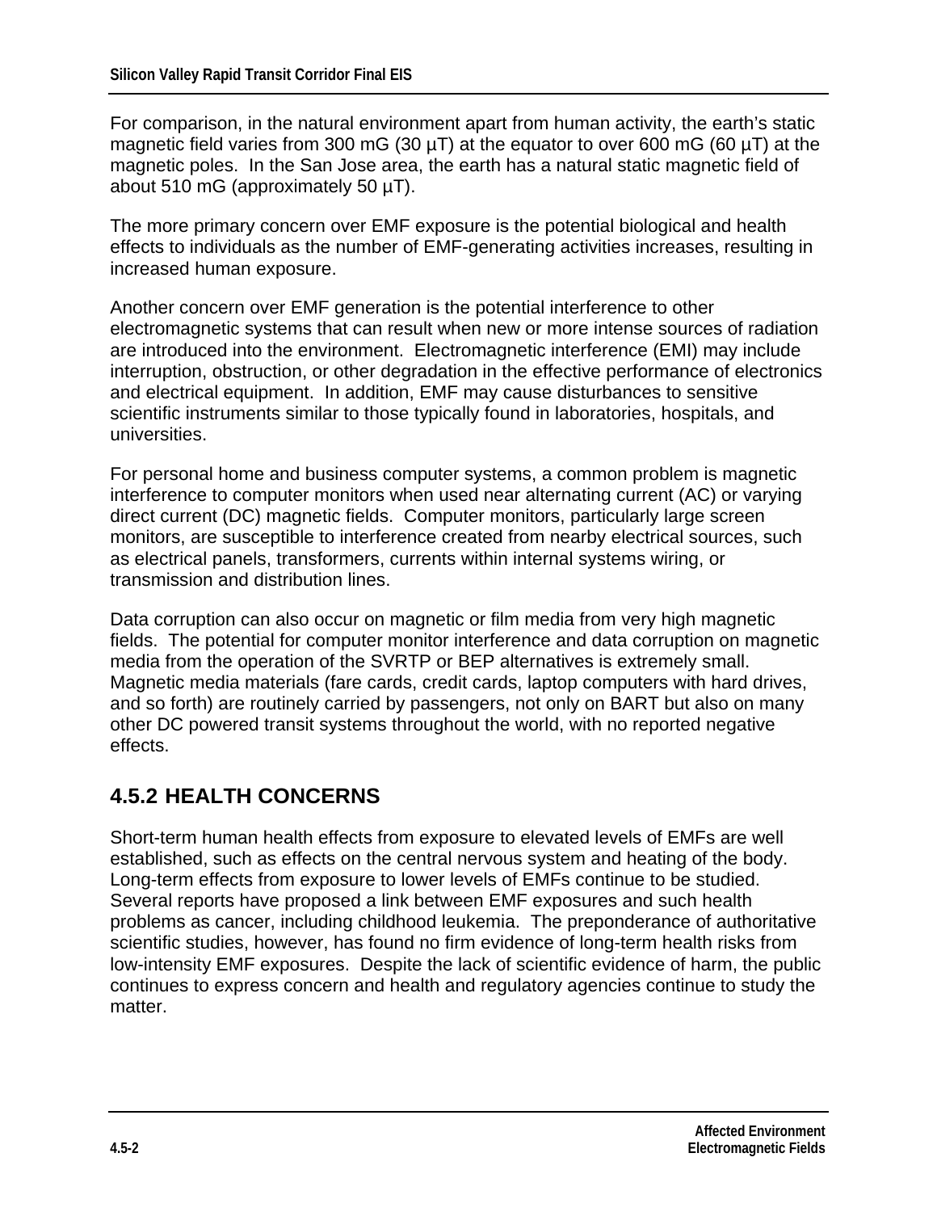For comparison, in the natural environment apart from human activity, the earth's static magnetic field varies from 300 mG (30 µT) at the equator to over 600 mG (60 µT) at the magnetic poles. In the San Jose area, the earth has a natural static magnetic field of about 510 mG (approximately 50 µT).

The more primary concern over EMF exposure is the potential biological and health effects to individuals as the number of EMF-generating activities increases, resulting in increased human exposure.

Another concern over EMF generation is the potential interference to other electromagnetic systems that can result when new or more intense sources of radiation are introduced into the environment. Electromagnetic interference (EMI) may include interruption, obstruction, or other degradation in the effective performance of electronics and electrical equipment. In addition, EMF may cause disturbances to sensitive scientific instruments similar to those typically found in laboratories, hospitals, and universities.

For personal home and business computer systems, a common problem is magnetic interference to computer monitors when used near alternating current (AC) or varying direct current (DC) magnetic fields. Computer monitors, particularly large screen monitors, are susceptible to interference created from nearby electrical sources, such as electrical panels, transformers, currents within internal systems wiring, or transmission and distribution lines.

Data corruption can also occur on magnetic or film media from very high magnetic fields. The potential for computer monitor interference and data corruption on magnetic media from the operation of the SVRTP or BEP alternatives is extremely small. Magnetic media materials (fare cards, credit cards, laptop computers with hard drives, and so forth) are routinely carried by passengers, not only on BART but also on many other DC powered transit systems throughout the world, with no reported negative effects.

## 4.5.2 HEALTH CONCERNS

Short-term human health effects from exposure to elevated levels of EMFs are well established, such as effects on the central nervous system and heating of the body. Long-term effects from exposure to lower levels of EMFs continue to be studied. Several reports have proposed a link between EMF exposures and such health problems as cancer, including childhood leukemia. The preponderance of authoritative scientific studies, however, has found no firm evidence of long-term health risks from low-intensity EMF exposures. Despite the lack of scientific evidence of harm, the public continues to express concern and health and regulatory agencies continue to study the matter.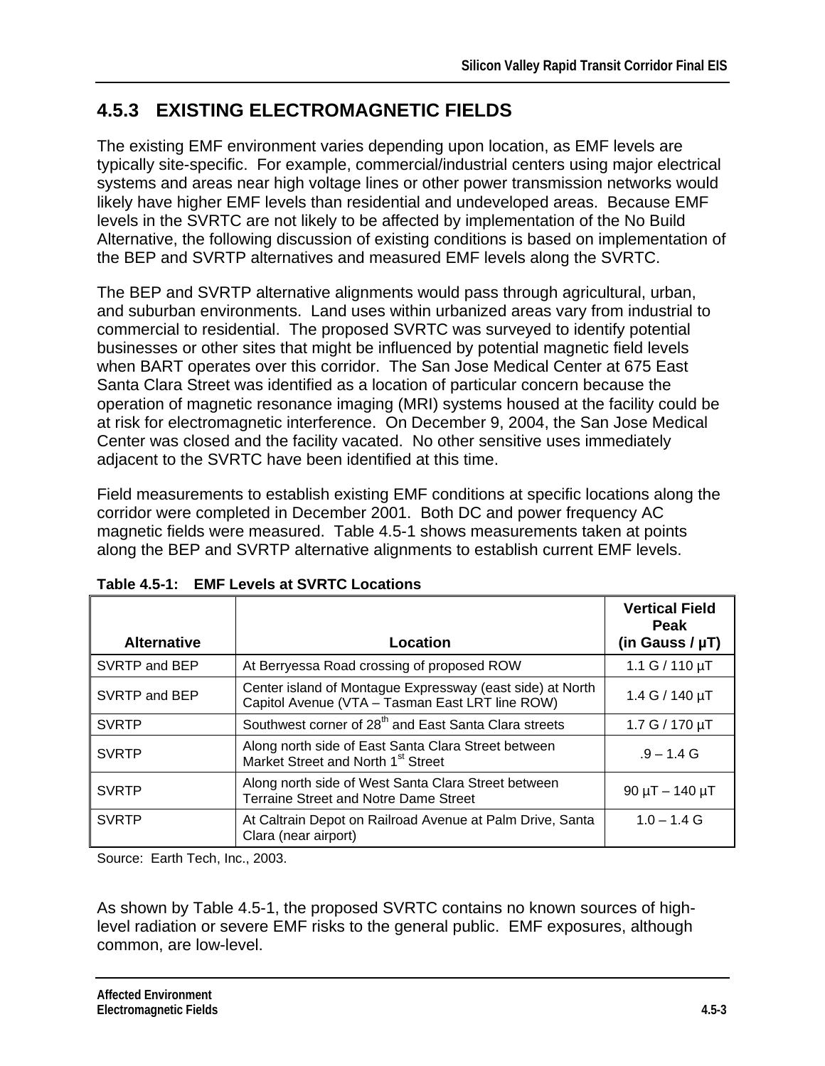## 4.5.3 EXISTING ELECTROMAGNETIC FIELDS

The existing EMF environment varies depending upon location, as EMF levels are typically site-specific. For example, commercial/industrial centers using major electrical systems and areas near high voltage lines or other power transmission networks would likely have higher EMF levels than residential and undeveloped areas. Because EMF levels in the SVRTC are not likely to be affected by implementation of the No Build Alternative, the following discussion of existing conditions is based on implementation of the BEP and SVRTP alternatives and measured EMF levels along the SVRTC.

The BEP and SVRTP alternative alignments would pass through agricultural, urban, and suburban environments. Land uses within urbanized areas vary from industrial to commercial to residential. The proposed SVRTC was surveyed to identify potential businesses or other sites that might be influenced by potential magnetic field levels when BART operates over this corridor. The San Jose Medical Center at 675 East Santa Clara Street was identified as a location of particular concern because the operation of magnetic resonance imaging (MRI) systems housed at the facility could be at risk for electromagnetic interference. On December 9, 2004, the San Jose Medical Center was closed and the facility vacated. No other sensitive uses immediately adjacent to the SVRTC have been identified at this time.

Field measurements to establish existing EMF conditions at specific locations along the corridor were completed in December 2001. Both DC and power frequency AC magnetic fields were measured. Table 4.5-1 shows measurements taken at points along the BEP and SVRTP alternative alignments to establish current EMF levels.

**Table 4.5-1: EMF Levels at SVRTC Locations**

| Alternative | Location | Vertical Field Peak (in Gauss / µT) |
|---|---|---|
| SVRTP and BEP | At Berryessa Road crossing of proposed ROW | 1.1 G / 110 µT |
| SVRTP and BEP | Center island of Montague Expressway (east side) at North Capitol Avenue (VTA – Tasman East LRT line ROW) | 1.4 G / 140 µT |
| SVRTP | Southwest corner of 28th and East Santa Clara streets | 1.7 G / 170 µT |
| SVRTP | Along north side of East Santa Clara Street between Market Street and North 1st Street | .9 – 1.4 G |
| SVRTP | Along north side of West Santa Clara Street between Terraine Street and Notre Dame Street | 90 µT – 140 µT |
| SVRTP | At Caltrain Depot on Railroad Avenue at Palm Drive, Santa Clara (near airport) | 1.0 – 1.4 G |

Source: Earth Tech, Inc., 2003.

As shown by Table 4.5-1, the proposed SVRTC contains no known sources of high-level radiation or severe EMF risks to the general public. EMF exposures, although common, are low-level.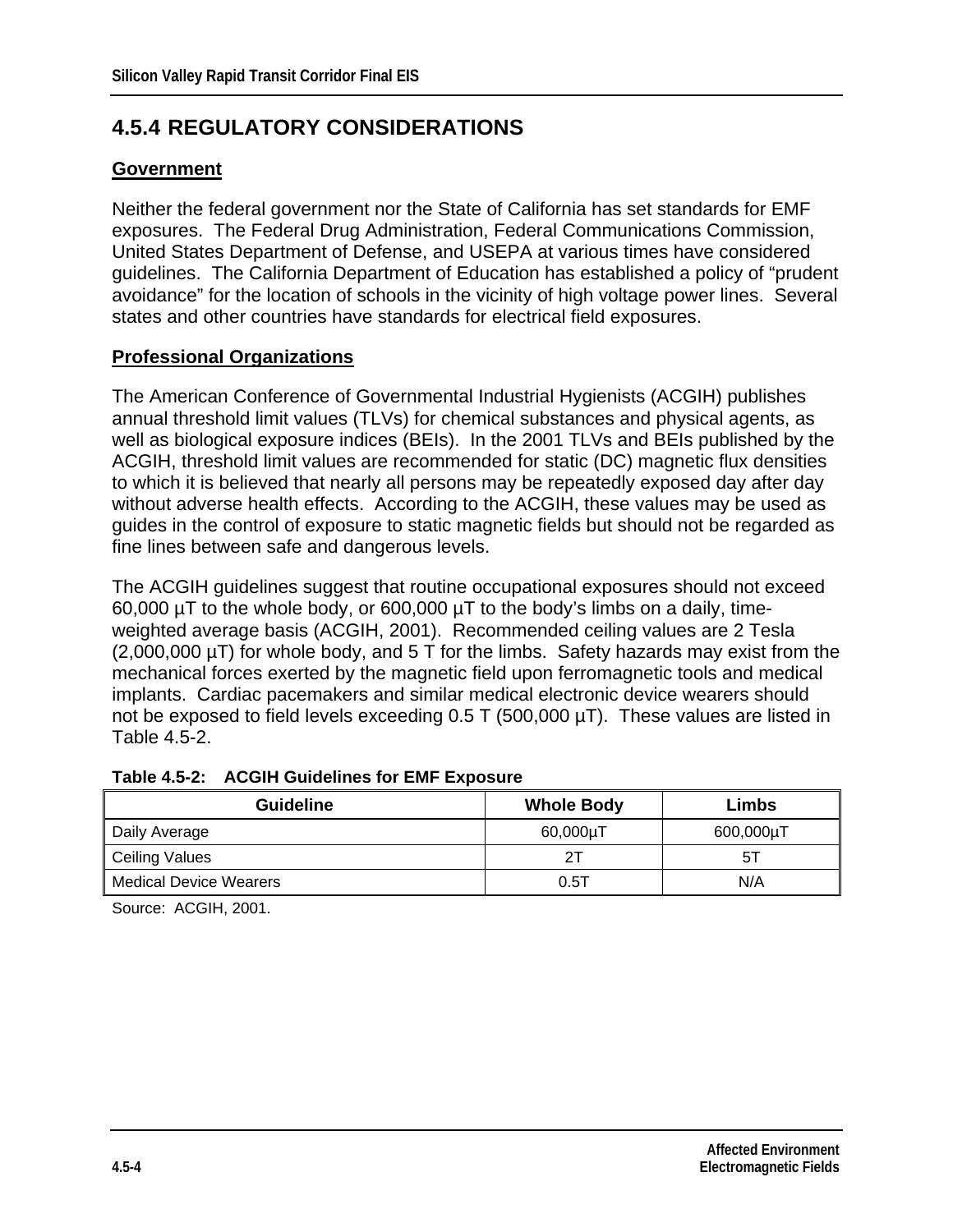## 4.5.4 REGULATORY CONSIDERATIONS

**Government**

Neither the federal government nor the State of California has set standards for EMF exposures. The Federal Drug Administration, Federal Communications Commission, United States Department of Defense, and USEPA at various times have considered guidelines. The California Department of Education has established a policy of "prudent avoidance" for the location of schools in the vicinity of high voltage power lines. Several states and other countries have standards for electrical field exposures.

**Professional Organizations**

The American Conference of Governmental Industrial Hygienists (ACGIH) publishes annual threshold limit values (TLVs) for chemical substances and physical agents, as well as biological exposure indices (BEIs). In the 2001 TLVs and BEIs published by the ACGIH, threshold limit values are recommended for static (DC) magnetic flux densities to which it is believed that nearly all persons may be repeatedly exposed day after day without adverse health effects. According to the ACGIH, these values may be used as guides in the control of exposure to static magnetic fields but should not be regarded as fine lines between safe and dangerous levels.

The ACGIH guidelines suggest that routine occupational exposures should not exceed 60,000 µT to the whole body, or 600,000 µT to the body's limbs on a daily, time-weighted average basis (ACGIH, 2001). Recommended ceiling values are 2 Tesla (2,000,000 µT) for whole body, and 5 T for the limbs. Safety hazards may exist from the mechanical forces exerted by the magnetic field upon ferromagnetic tools and medical implants. Cardiac pacemakers and similar medical electronic device wearers should not be exposed to field levels exceeding 0.5 T (500,000 µT). These values are listed in Table 4.5-2.

**Table 4.5-2: ACGIH Guidelines for EMF Exposure**

| Guideline | Whole Body | Limbs |
|---|---|---|
| Daily Average | 60,000µT | 600,000µT |
| Ceiling Values | 2T | 5T |
| Medical Device Wearers | 0.5T | N/A |

Source: ACGIH, 2001.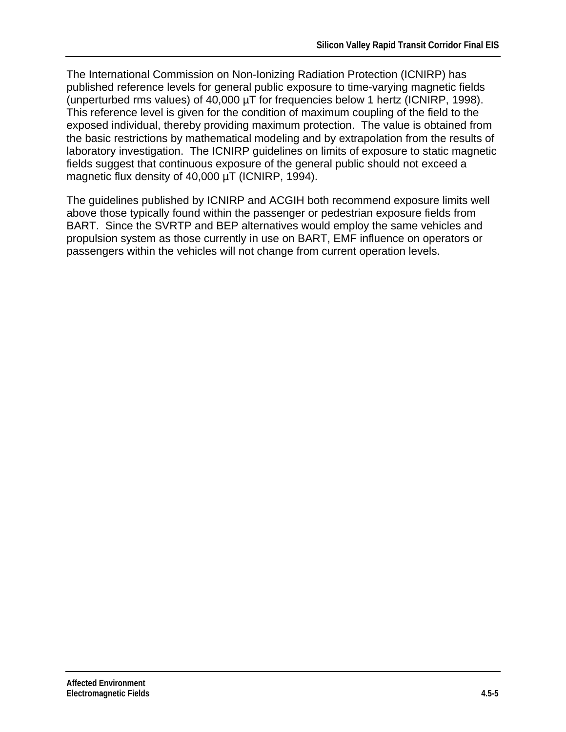The International Commission on Non-Ionizing Radiation Protection (ICNIRP) has published reference levels for general public exposure to time-varying magnetic fields (unperturbed rms values) of 40,000 µT for frequencies below 1 hertz (ICNIRP, 1998). This reference level is given for the condition of maximum coupling of the field to the exposed individual, thereby providing maximum protection. The value is obtained from the basic restrictions by mathematical modeling and by extrapolation from the results of laboratory investigation. The ICNIRP guidelines on limits of exposure to static magnetic fields suggest that continuous exposure of the general public should not exceed a magnetic flux density of 40,000 µT (ICNIRP, 1994).

The guidelines published by ICNIRP and ACGIH both recommend exposure limits well above those typically found within the passenger or pedestrian exposure fields from BART. Since the SVRTP and BEP alternatives would employ the same vehicles and propulsion system as those currently in use on BART, EMF influence on operators or passengers within the vehicles will not change from current operation levels.